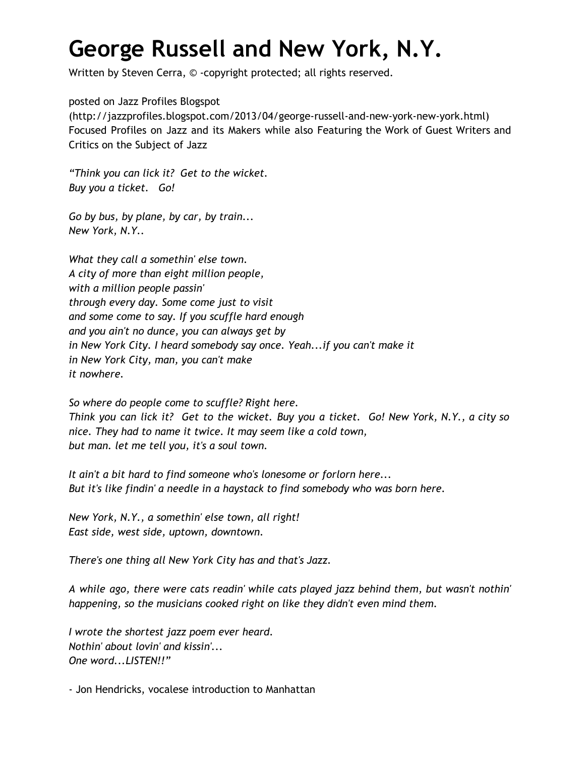# George Russell and New York, N.Y.

Written by Steven Cerra, © -copyright protected; all rights reserved.

posted on Jazz Profiles Blogspot
(http://jazzprofiles.blogspot.com/2013/04/george-russell-and-new-york-new-york.html)
Focused Profiles on Jazz and its Makers while also Featuring the Work of Guest Writers and Critics on the Subject of Jazz

*"Think you can lick it? Get to the wicket.*
*Buy you a ticket. Go!*

*Go by bus, by plane, by car, by train...*
*New York, N.Y..*

*What they call a somethin' else town.*
*A city of more than eight million people,*
*with a million people passin'*
*through every day. Some come just to visit*
*and some come to say. If you scuffle hard enough*
*and you ain't no dunce, you can always get by*
*in New York City. I heard somebody say once. Yeah...if you can't make it*
*in New York City, man, you can't make*
*it nowhere.*

*So where do people come to scuffle? Right here.*
*Think you can lick it? Get to the wicket. Buy you a ticket. Go! New York, N.Y., a city so nice. They had to name it twice. It may seem like a cold town,*
*but man. let me tell you, it's a soul town.*

*It ain't a bit hard to find someone who's lonesome or forlorn here...*
*But it's like findin' a needle in a haystack to find somebody who was born here.*

*New York, N.Y., a somethin' else town, all right!*
*East side, west side, uptown, downtown.*

*There's one thing all New York City has and that's Jazz.*

*A while ago, there were cats readin' while cats played jazz behind them, but wasn't nothin' happening, so the musicians cooked right on like they didn't even mind them.*

*I wrote the shortest jazz poem ever heard.*
*Nothin' about lovin' and kissin'...*
*One word...LISTEN!!"*

- Jon Hendricks, vocalese introduction to Manhattan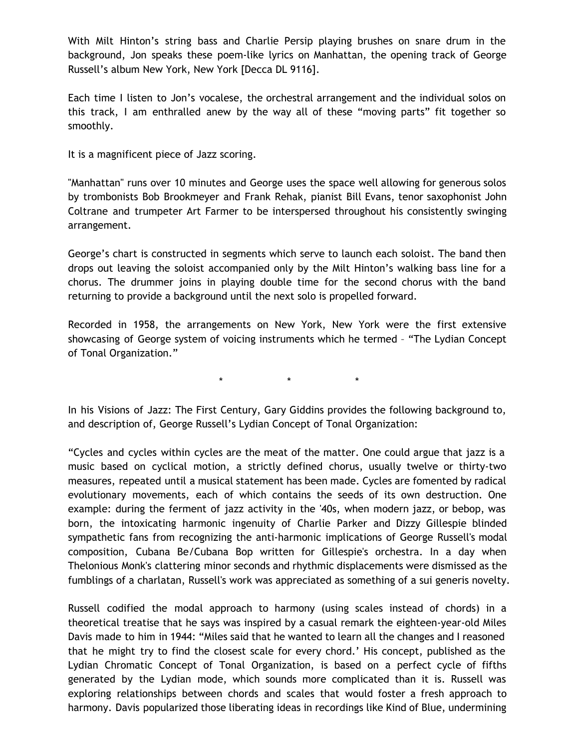With Milt Hinton's string bass and Charlie Persip playing brushes on snare drum in the background, Jon speaks these poem-like lyrics on Manhattan, the opening track of George Russell's album New York, New York [Decca DL 9116].

Each time I listen to Jon's vocalese, the orchestral arrangement and the individual solos on this track, I am enthralled anew by the way all of these "moving parts" fit together so smoothly.

It is a magnificent piece of Jazz scoring.

"Manhattan" runs over 10 minutes and George uses the space well allowing for generous solos by trombonists Bob Brookmeyer and Frank Rehak, pianist Bill Evans, tenor saxophonist John Coltrane and trumpeter Art Farmer to be interspersed throughout his consistently swinging arrangement.

George's chart is constructed in segments which serve to launch each soloist. The band then drops out leaving the soloist accompanied only by the Milt Hinton's walking bass line for a chorus. The drummer joins in playing double time for the second chorus with the band returning to provide a background until the next solo is propelled forward.

Recorded in 1958, the arrangements on New York, New York were the first extensive showcasing of George system of voicing instruments which he termed – "The Lydian Concept of Tonal Organization."

\* \* \*

In his Visions of Jazz: The First Century, Gary Giddins provides the following background to, and description of, George Russell's Lydian Concept of Tonal Organization:

"Cycles and cycles within cycles are the meat of the matter. One could argue that jazz is a music based on cyclical motion, a strictly defined chorus, usually twelve or thirty-two measures, repeated until a musical statement has been made. Cycles are fomented by radical evolutionary movements, each of which contains the seeds of its own destruction. One example: during the ferment of jazz activity in the '40s, when modern jazz, or bebop, was born, the intoxicating harmonic ingenuity of Charlie Parker and Dizzy Gillespie blinded sympathetic fans from recognizing the anti-harmonic implications of George Russell's modal composition, Cubana Be/Cubana Bop written for Gillespie's orchestra. In a day when Thelonious Monk's clattering minor seconds and rhythmic displacements were dismissed as the fumblings of a charlatan, Russell's work was appreciated as something of a sui generis novelty.

Russell codified the modal approach to harmony (using scales instead of chords) in a theoretical treatise that he says was inspired by a casual remark the eighteen-year-old Miles Davis made to him in 1944: "Miles said that he wanted to learn all the changes and I reasoned that he might try to find the closest scale for every chord.' His concept, published as the Lydian Chromatic Concept of Tonal Organization, is based on a perfect cycle of fifths generated by the Lydian mode, which sounds more complicated than it is. Russell was exploring relationships between chords and scales that would foster a fresh approach to harmony. Davis popularized those liberating ideas in recordings like Kind of Blue, undermining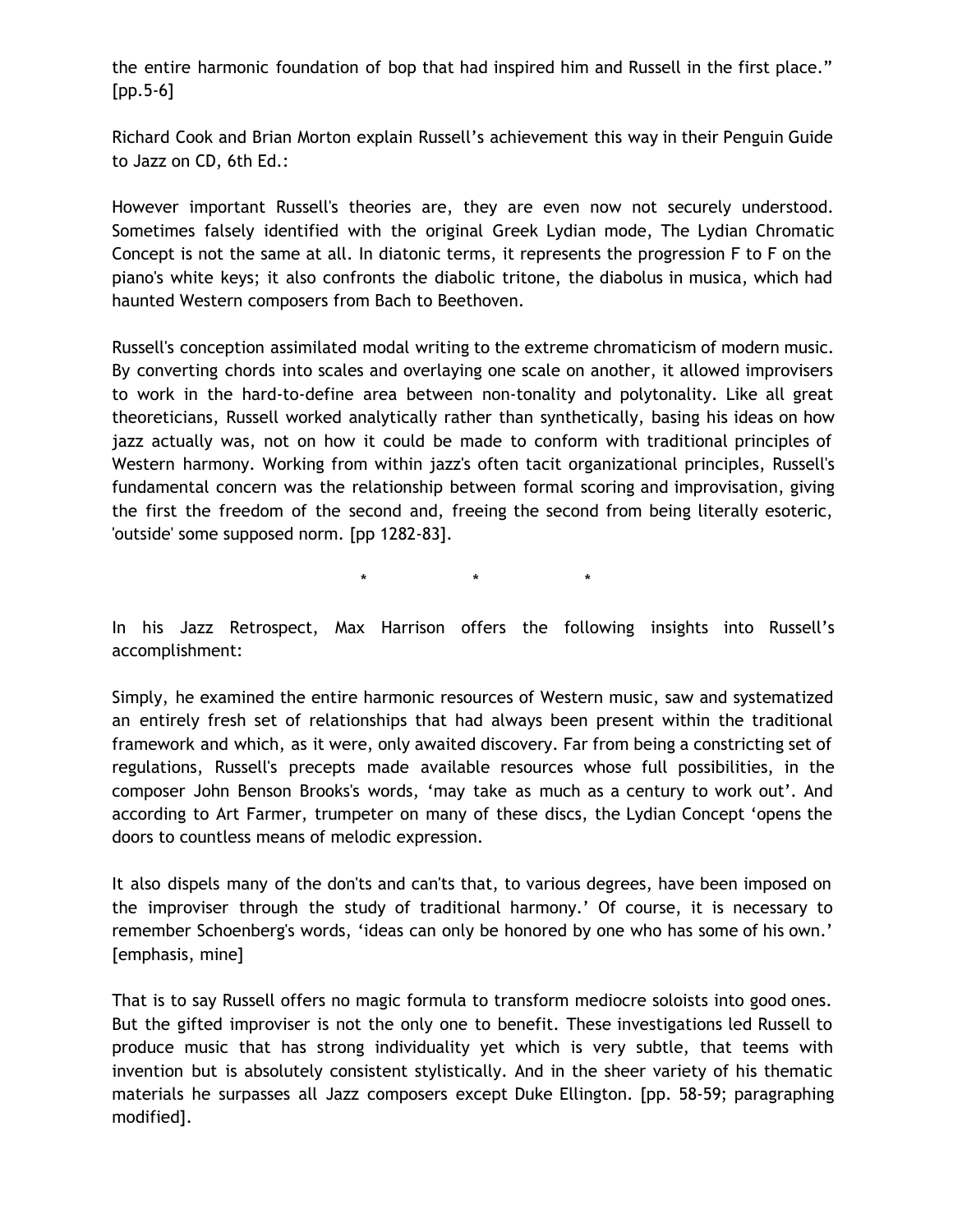the entire harmonic foundation of bop that had inspired him and Russell in the first place." [pp.5-6]

Richard Cook and Brian Morton explain Russell's achievement this way in their Penguin Guide to Jazz on CD, 6th Ed.:

However important Russell's theories are, they are even now not securely understood. Sometimes falsely identified with the original Greek Lydian mode, The Lydian Chromatic Concept is not the same at all. In diatonic terms, it represents the progression F to F on the piano's white keys; it also confronts the diabolic tritone, the diabolus in musica, which had haunted Western composers from Bach to Beethoven.

Russell's conception assimilated modal writing to the extreme chromaticism of modern music. By converting chords into scales and overlaying one scale on another, it allowed improvisers to work in the hard-to-define area between non-tonality and polytonality. Like all great theoreticians, Russell worked analytically rather than synthetically, basing his ideas on how jazz actually was, not on how it could be made to conform with traditional principles of Western harmony. Working from within jazz's often tacit organizational principles, Russell's fundamental concern was the relationship between formal scoring and improvisation, giving the first the freedom of the second and, freeing the second from being literally esoteric, 'outside' some supposed norm. [pp 1282-83].

\* \* \*

In his Jazz Retrospect, Max Harrison offers the following insights into Russell's accomplishment:

Simply, he examined the entire harmonic resources of Western music, saw and systematized an entirely fresh set of relationships that had always been present within the traditional framework and which, as it were, only awaited discovery. Far from being a constricting set of regulations, Russell's precepts made available resources whose full possibilities, in the composer John Benson Brooks's words, 'may take as much as a century to work out'. And according to Art Farmer, trumpeter on many of these discs, the Lydian Concept 'opens the doors to countless means of melodic expression.

It also dispels many of the don'ts and can'ts that, to various degrees, have been imposed on the improviser through the study of traditional harmony.' Of course, it is necessary to remember Schoenberg's words, 'ideas can only be honored by one who has some of his own.' [emphasis, mine]

That is to say Russell offers no magic formula to transform mediocre soloists into good ones. But the gifted improviser is not the only one to benefit. These investigations led Russell to produce music that has strong individuality yet which is very subtle, that teems with invention but is absolutely consistent stylistically. And in the sheer variety of his thematic materials he surpasses all Jazz composers except Duke Ellington. [pp. 58-59; paragraphing modified].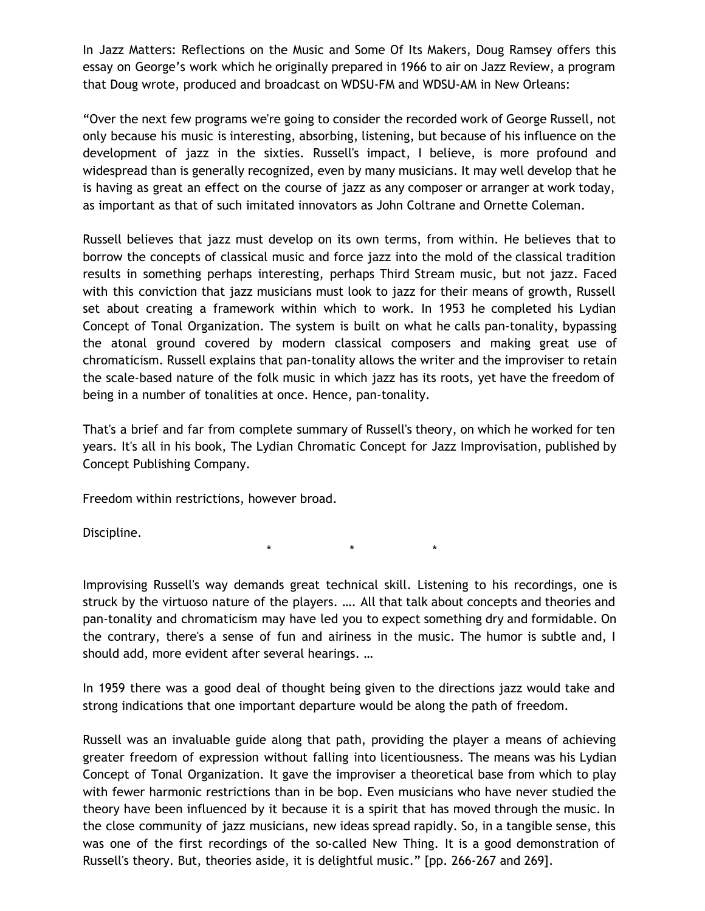In Jazz Matters: Reflections on the Music and Some Of Its Makers, Doug Ramsey offers this essay on George's work which he originally prepared in 1966 to air on Jazz Review, a program that Doug wrote, produced and broadcast on WDSU-FM and WDSU-AM in New Orleans:

"Over the next few programs we're going to consider the recorded work of George Russell, not only because his music is interesting, absorbing, listening, but because of his influence on the development of jazz in the sixties. Russell's impact, I believe, is more profound and widespread than is generally recognized, even by many musicians. It may well develop that he is having as great an effect on the course of jazz as any composer or arranger at work today, as important as that of such imitated innovators as John Coltrane and Ornette Coleman.

Russell believes that jazz must develop on its own terms, from within. He believes that to borrow the concepts of classical music and force jazz into the mold of the classical tradition results in something perhaps interesting, perhaps Third Stream music, but not jazz. Faced with this conviction that jazz musicians must look to jazz for their means of growth, Russell set about creating a framework within which to work. In 1953 he completed his Lydian Concept of Tonal Organization. The system is built on what he calls pan-tonality, bypassing the atonal ground covered by modern classical composers and making great use of chromaticism. Russell explains that pan-tonality allows the writer and the improviser to retain the scale-based nature of the folk music in which jazz has its roots, yet have the freedom of being in a number of tonalities at once. Hence, pan-tonality.

That's a brief and far from complete summary of Russell's theory, on which he worked for ten years. It's all in his book, The Lydian Chromatic Concept for Jazz Improvisation, published by Concept Publishing Company.

Freedom within restrictions, however broad.

Discipline.

\*   \*   \*

Improvising Russell's way demands great technical skill. Listening to his recordings, one is struck by the virtuoso nature of the players. …. All that talk about concepts and theories and pan-tonality and chromaticism may have led you to expect something dry and formidable. On the contrary, there's a sense of fun and airiness in the music. The humor is subtle and, I should add, more evident after several hearings. …

In 1959 there was a good deal of thought being given to the directions jazz would take and strong indications that one important departure would be along the path of freedom.

Russell was an invaluable guide along that path, providing the player a means of achieving greater freedom of expression without falling into licentiousness. The means was his Lydian Concept of Tonal Organization. It gave the improviser a theoretical base from which to play with fewer harmonic restrictions than in be bop. Even musicians who have never studied the theory have been influenced by it because it is a spirit that has moved through the music. In the close community of jazz musicians, new ideas spread rapidly. So, in a tangible sense, this was one of the first recordings of the so-called New Thing. It is a good demonstration of Russell's theory. But, theories aside, it is delightful music." [pp. 266-267 and 269].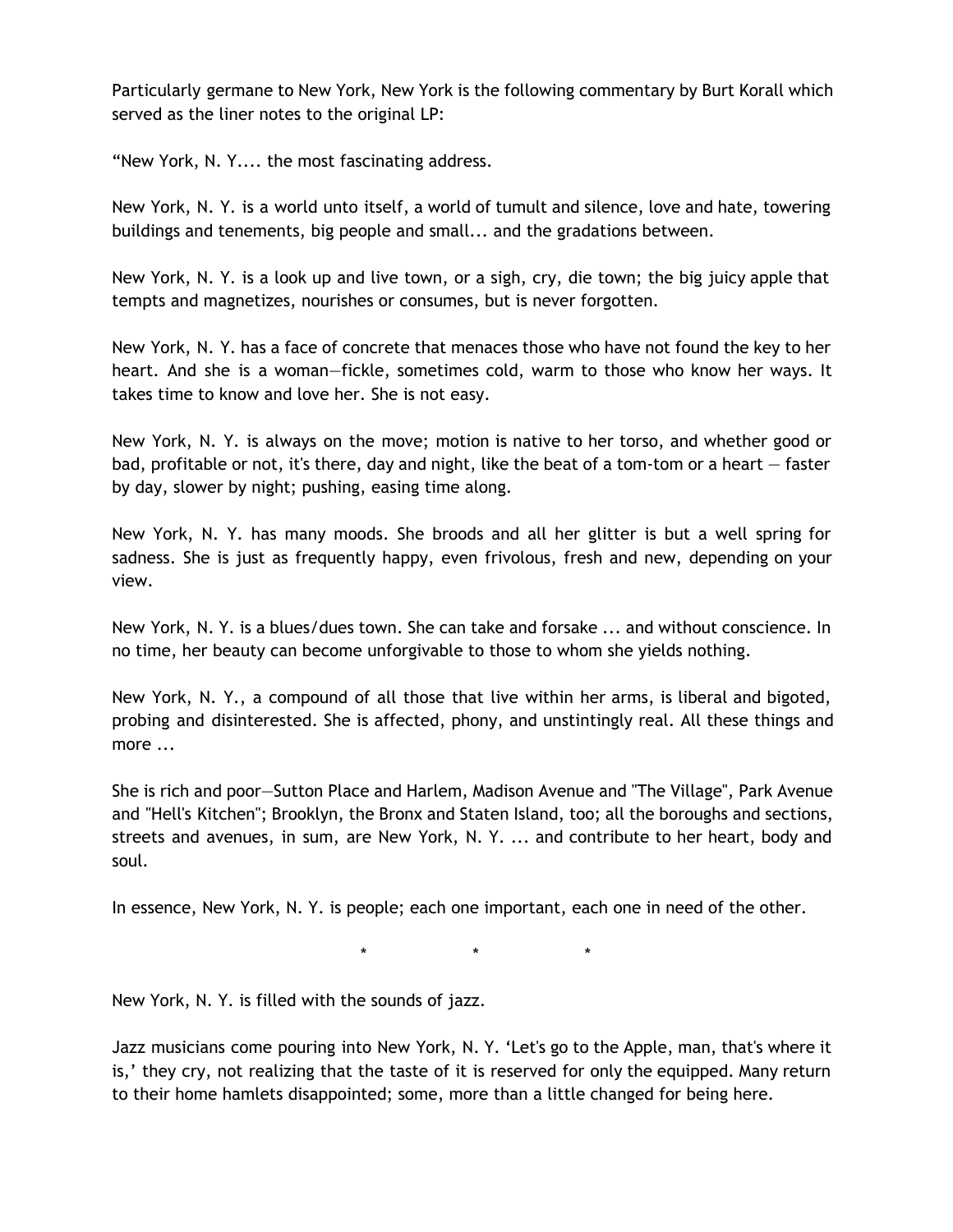Particularly germane to New York, New York is the following commentary by Burt Korall which served as the liner notes to the original LP:

"New York, N. Y.... the most fascinating address.

New York, N. Y. is a world unto itself, a world of tumult and silence, love and hate, towering buildings and tenements, big people and small... and the gradations between.

New York, N. Y. is a look up and live town, or a sigh, cry, die town; the big juicy apple that tempts and magnetizes, nourishes or consumes, but is never forgotten.

New York, N. Y. has a face of concrete that menaces those who have not found the key to her heart. And she is a woman—fickle, sometimes cold, warm to those who know her ways. It takes time to know and love her. She is not easy.

New York, N. Y. is always on the move; motion is native to her torso, and whether good or bad, profitable or not, it's there, day and night, like the beat of a tom-tom or a heart — faster by day, slower by night; pushing, easing time along.

New York, N. Y. has many moods. She broods and all her glitter is but a well spring for sadness. She is just as frequently happy, even frivolous, fresh and new, depending on your view.

New York, N. Y. is a blues/dues town. She can take and forsake ... and without conscience. In no time, her beauty can become unforgivable to those to whom she yields nothing.

New York, N. Y., a compound of all those that live within her arms, is liberal and bigoted, probing and disinterested. She is affected, phony, and unstintingly real. All these things and more ...

She is rich and poor—Sutton Place and Harlem, Madison Avenue and "The Village", Park Avenue and "Hell's Kitchen"; Brooklyn, the Bronx and Staten Island, too; all the boroughs and sections, streets and avenues, in sum, are New York, N. Y. ... and contribute to her heart, body and soul.

In essence, New York, N. Y. is people; each one important, each one in need of the other.

\*　　　\*　　　\*

New York, N. Y. is filled with the sounds of jazz.

Jazz musicians come pouring into New York, N. Y. 'Let's go to the Apple, man, that's where it is,' they cry, not realizing that the taste of it is reserved for only the equipped. Many return to their home hamlets disappointed; some, more than a little changed for being here.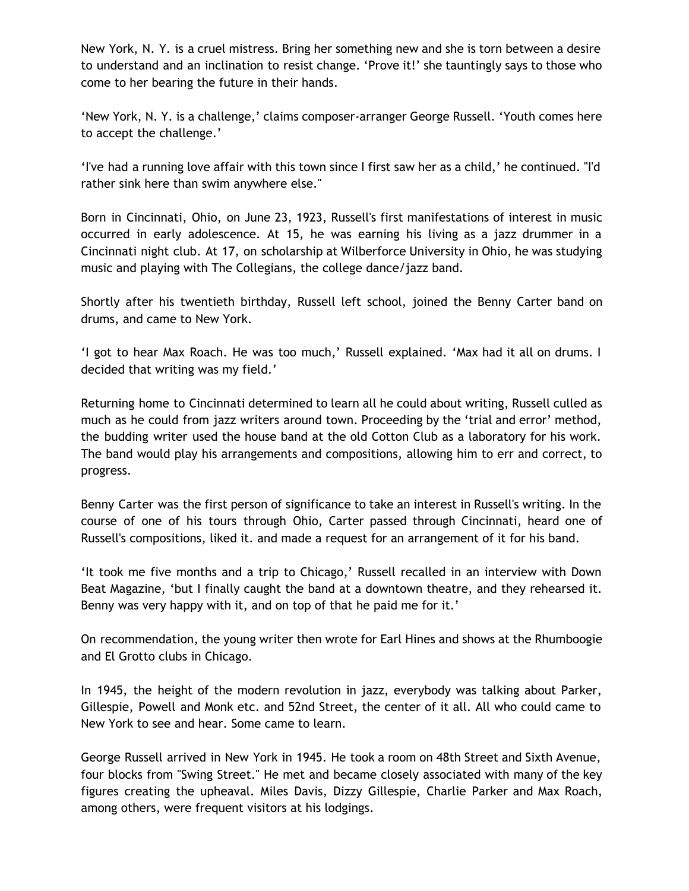New York, N. Y. is a cruel mistress. Bring her something new and she is torn between a desire to understand and an inclination to resist change. ‘Prove it!’ she tauntingly says to those who come to her bearing the future in their hands.

‘New York, N. Y. is a challenge,’ claims composer-arranger George Russell. ‘Youth comes here to accept the challenge.’

‘I've had a running love affair with this town since I first saw her as a child,’ he continued. "I'd rather sink here than swim anywhere else."

Born in Cincinnati, Ohio, on June 23, 1923, Russell's first manifestations of interest in music occurred in early adolescence. At 15, he was earning his living as a jazz drummer in a Cincinnati night club. At 17, on scholarship at Wilberforce University in Ohio, he was studying music and playing with The Collegians, the college dance/jazz band.

Shortly after his twentieth birthday, Russell left school, joined the Benny Carter band on drums, and came to New York.

‘I got to hear Max Roach. He was too much,’ Russell explained. ‘Max had it all on drums. I decided that writing was my field.’

Returning home to Cincinnati determined to learn all he could about writing, Russell culled as much as he could from jazz writers around town. Proceeding by the ‘trial and error’ method, the budding writer used the house band at the old Cotton Club as a laboratory for his work. The band would play his arrangements and compositions, allowing him to err and correct, to progress.

Benny Carter was the first person of significance to take an interest in Russell's writing. In the course of one of his tours through Ohio, Carter passed through Cincinnati, heard one of Russell's compositions, liked it. and made a request for an arrangement of it for his band.

‘It took me five months and a trip to Chicago,’ Russell recalled in an interview with Down Beat Magazine, ‘but I finally caught the band at a downtown theatre, and they rehearsed it. Benny was very happy with it, and on top of that he paid me for it.’

On recommendation, the young writer then wrote for Earl Hines and shows at the Rhumboogie and El Grotto clubs in Chicago.

In 1945, the height of the modern revolution in jazz, everybody was talking about Parker, Gillespie, Powell and Monk etc. and 52nd Street, the center of it all. All who could came to New York to see and hear. Some came to learn.

George Russell arrived in New York in 1945. He took a room on 48th Street and Sixth Avenue, four blocks from "Swing Street." He met and became closely associated with many of the key figures creating the upheaval. Miles Davis, Dizzy Gillespie, Charlie Parker and Max Roach, among others, were frequent visitors at his lodgings.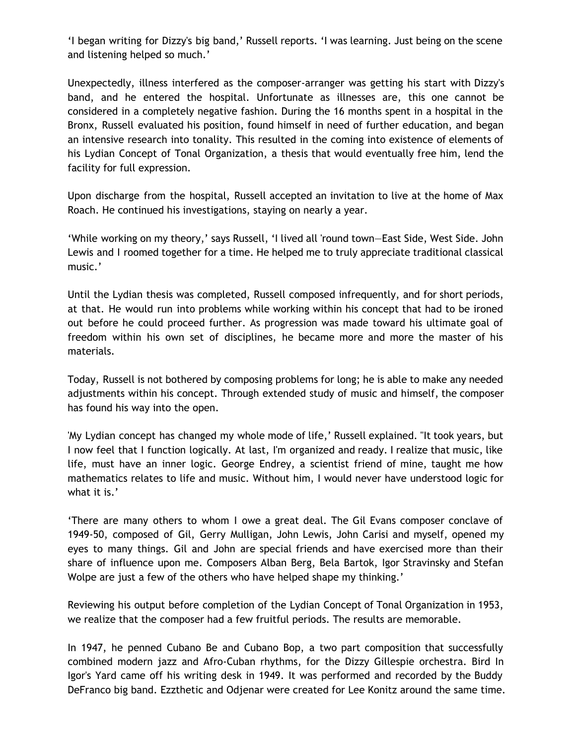‘I began writing for Dizzy's big band,’ Russell reports. ‘I was learning. Just being on the scene and listening helped so much.’

Unexpectedly, illness interfered as the composer-arranger was getting his start with Dizzy's band, and he entered the hospital. Unfortunate as illnesses are, this one cannot be considered in a completely negative fashion. During the 16 months spent in a hospital in the Bronx, Russell evaluated his position, found himself in need of further education, and began an intensive research into tonality. This resulted in the coming into existence of elements of his Lydian Concept of Tonal Organization, a thesis that would eventually free him, lend the facility for full expression.

Upon discharge from the hospital, Russell accepted an invitation to live at the home of Max Roach. He continued his investigations, staying on nearly a year.

‘While working on my theory,’ says Russell, ‘I lived all 'round town—East Side, West Side. John Lewis and I roomed together for a time. He helped me to truly appreciate traditional classical music.’

Until the Lydian thesis was completed, Russell composed infrequently, and for short periods, at that. He would run into problems while working within his concept that had to be ironed out before he could proceed further. As progression was made toward his ultimate goal of freedom within his own set of disciplines, he became more and more the master of his materials.

Today, Russell is not bothered by composing problems for long; he is able to make any needed adjustments within his concept. Through extended study of music and himself, the composer has found his way into the open.

'My Lydian concept has changed my whole mode of life,’ Russell explained. "It took years, but I now feel that I function logically. At last, I'm organized and ready. I realize that music, like life, must have an inner logic. George Endrey, a scientist friend of mine, taught me how mathematics relates to life and music. Without him, I would never have understood logic for what it is.’

‘There are many others to whom I owe a great deal. The Gil Evans composer conclave of 1949-50, composed of Gil, Gerry Mulligan, John Lewis, John Carisi and myself, opened my eyes to many things. Gil and John are special friends and have exercised more than their share of influence upon me. Composers Alban Berg, Bela Bartok, Igor Stravinsky and Stefan Wolpe are just a few of the others who have helped shape my thinking.’

Reviewing his output before completion of the Lydian Concept of Tonal Organization in 1953, we realize that the composer had a few fruitful periods. The results are memorable.

In 1947, he penned Cubano Be and Cubano Bop, a two part composition that successfully combined modern jazz and Afro-Cuban rhythms, for the Dizzy Gillespie orchestra. Bird In Igor's Yard came off his writing desk in 1949. It was performed and recorded by the Buddy DeFranco big band. Ezzthetic and Odjenar were created for Lee Konitz around the same time.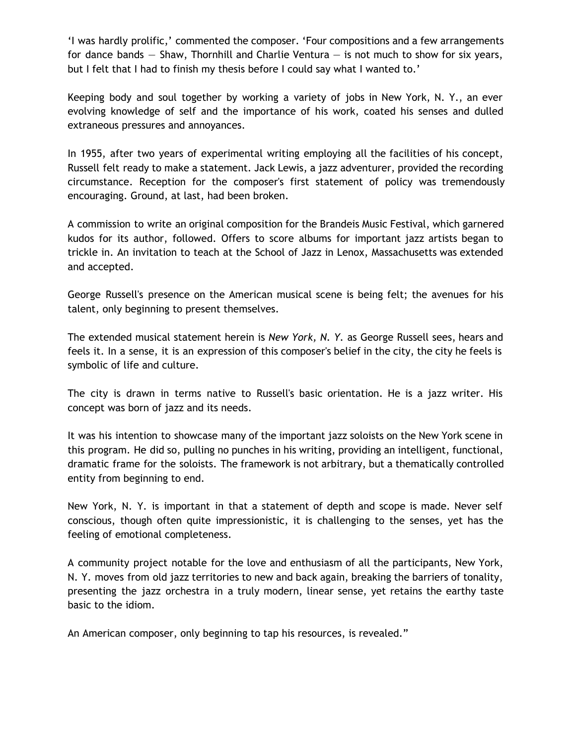'I was hardly prolific,' commented the composer. 'Four compositions and a few arrangements for dance bands — Shaw, Thornhill and Charlie Ventura — is not much to show for six years, but I felt that I had to finish my thesis before I could say what I wanted to.'

Keeping body and soul together by working a variety of jobs in New York, N. Y., an ever evolving knowledge of self and the importance of his work, coated his senses and dulled extraneous pressures and annoyances.

In 1955, after two years of experimental writing employing all the facilities of his concept, Russell felt ready to make a statement. Jack Lewis, a jazz adventurer, provided the recording circumstance. Reception for the composer's first statement of policy was tremendously encouraging. Ground, at last, had been broken.

A commission to write an original composition for the Brandeis Music Festival, which garnered kudos for its author, followed. Offers to score albums for important jazz artists began to trickle in. An invitation to teach at the School of Jazz in Lenox, Massachusetts was extended and accepted.

George Russell's presence on the American musical scene is being felt; the avenues for his talent, only beginning to present themselves.

The extended musical statement herein is *New York, N. Y.* as George Russell sees, hears and feels it. In a sense, it is an expression of this composer's belief in the city, the city he feels is symbolic of life and culture.

The city is drawn in terms native to Russell's basic orientation. He is a jazz writer. His concept was born of jazz and its needs.

It was his intention to showcase many of the important jazz soloists on the New York scene in this program. He did so, pulling no punches in his writing, providing an intelligent, functional, dramatic frame for the soloists. The framework is not arbitrary, but a thematically controlled entity from beginning to end.

New York, N. Y. is important in that a statement of depth and scope is made. Never self conscious, though often quite impressionistic, it is challenging to the senses, yet has the feeling of emotional completeness.

A community project notable for the love and enthusiasm of all the participants, New York, N. Y. moves from old jazz territories to new and back again, breaking the barriers of tonality, presenting the jazz orchestra in a truly modern, linear sense, yet retains the earthy taste basic to the idiom.

An American composer, only beginning to tap his resources, is revealed."